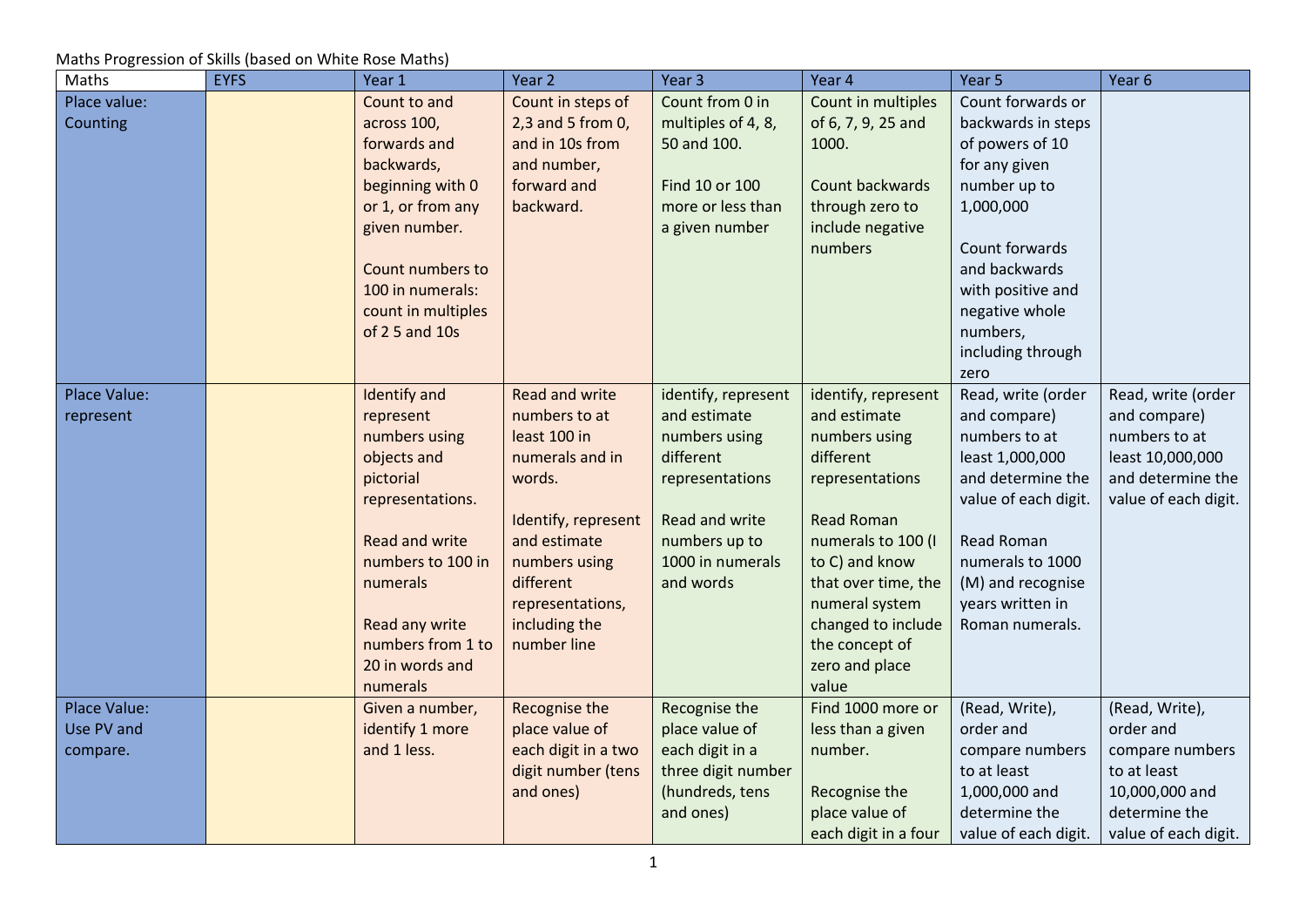Maths Progression of Skills (based on White Rose Maths)

| Maths | EYFS | Year 1 | Year 2 | Year 3 | Year 4 | Year 5 | Year 6 |
|---|---|---|---|---|---|---|---|
| Place value: Counting | | Count to and across 100, forwards and backwards, beginning with 0 or 1, or from any given number.<br><br>Count numbers to 100 in numerals: count in multiples of 2 5 and 10s | Count in steps of 2,3 and 5 from 0, and in 10s from and number, forward and backward. | Count from 0 in multiples of 4, 8, 50 and 100.<br><br>Find 10 or 100 more or less than a given number | Count in multiples of 6, 7, 9, 25 and 1000.<br><br>Count backwards through zero to include negative numbers | Count forwards or backwards in steps of powers of 10 for any given number up to 1,000,000<br><br>Count forwards and backwards with positive and negative whole numbers, including through zero | |
| Place Value: represent | | Identify and represent numbers using objects and pictorial representations.<br><br>Read and write numbers to 100 in numerals<br><br>Read any write numbers from 1 to 20 in words and numerals | Read and write numbers to at least 100 in numerals and in words.<br><br>Identify, represent and estimate numbers using different representations, including the number line | identify, represent and estimate numbers using different representations<br><br>Read and write numbers up to 1000 in numerals and words | identify, represent and estimate numbers using different representations<br><br>Read Roman numerals to 100 (I to C) and know that over time, the numeral system changed to include the concept of zero and place value | Read, write (order and compare) numbers to at least 1,000,000 and determine the value of each digit.<br><br>Read Roman numerals to 1000 (M) and recognise years written in Roman numerals. | Read, write (order and compare) numbers to at least 10,000,000 and determine the value of each digit. |
| Place Value: Use PV and compare. | | Given a number, identify 1 more and 1 less. | Recognise the place value of each digit in a two digit number (tens and ones) | Recognise the place value of each digit in a three digit number (hundreds, tens and ones) | Find 1000 more or less than a given number.<br><br>Recognise the place value of each digit in a four | (Read, Write), order and compare numbers to at least 1,000,000 and determine the value of each digit. | (Read, Write), order and compare numbers to at least 10,000,000 and determine the value of each digit. |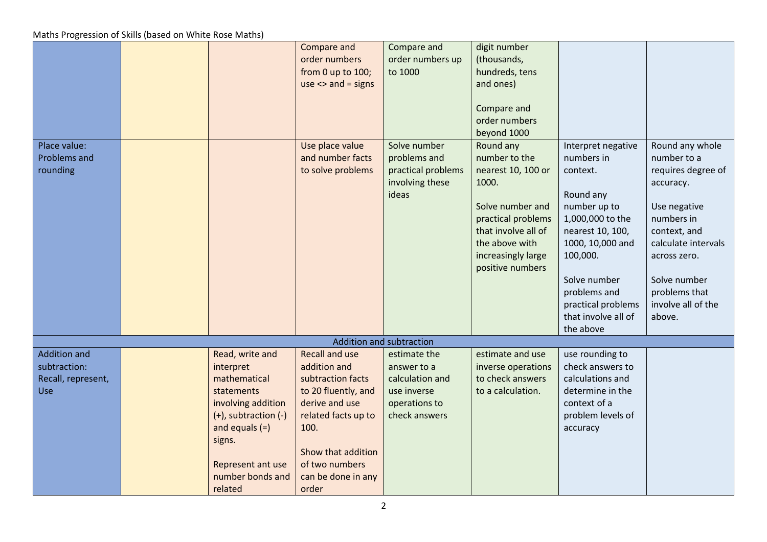Maths Progression of Skills (based on White Rose Maths)

| | | | | | | | |
|---|---|---|---|---|---|---|---|
| | | | Compare and order numbers from 0 up to 100; use <> and = signs | Compare and order numbers up to 1000 | digit number (thousands, hundreds, tens and ones)<br><br>Compare and order numbers beyond 1000 | | |
| Place value: Problems and rounding | | | Use place value and number facts to solve problems | Solve number problems and practical problems involving these ideas | Round any number to the nearest 10, 100 or 1000.<br><br>Solve number and practical problems that involve all of the above with increasingly large positive numbers | Interpret negative numbers in context.<br><br>Round any number up to 1,000,000 to the nearest 10, 100, 1000, 10,000 and 100,000.<br><br>Solve number problems and practical problems that involve all of the above | Round any whole number to a requires degree of accuracy.<br><br>Use negative numbers in context, and calculate intervals across zero.<br><br>Solve number problems that involve all of the above. |
| Addition and subtraction | | | | | | | |
| Addition and subtraction: Recall, represent, Use | | Read, write and interpret mathematical statements involving addition (+), subtraction (-) and equals (=) signs.<br><br>Represent ant use number bonds and related | Recall and use addition and subtraction facts to 20 fluently, and derive and use related facts up to 100.<br><br>Show that addition of two numbers can be done in any order | estimate the answer to a calculation and use inverse operations to check answers | estimate and use inverse operations to check answers to a calculation. | use rounding to check answers to calculations and determine in the context of a problem levels of accuracy | |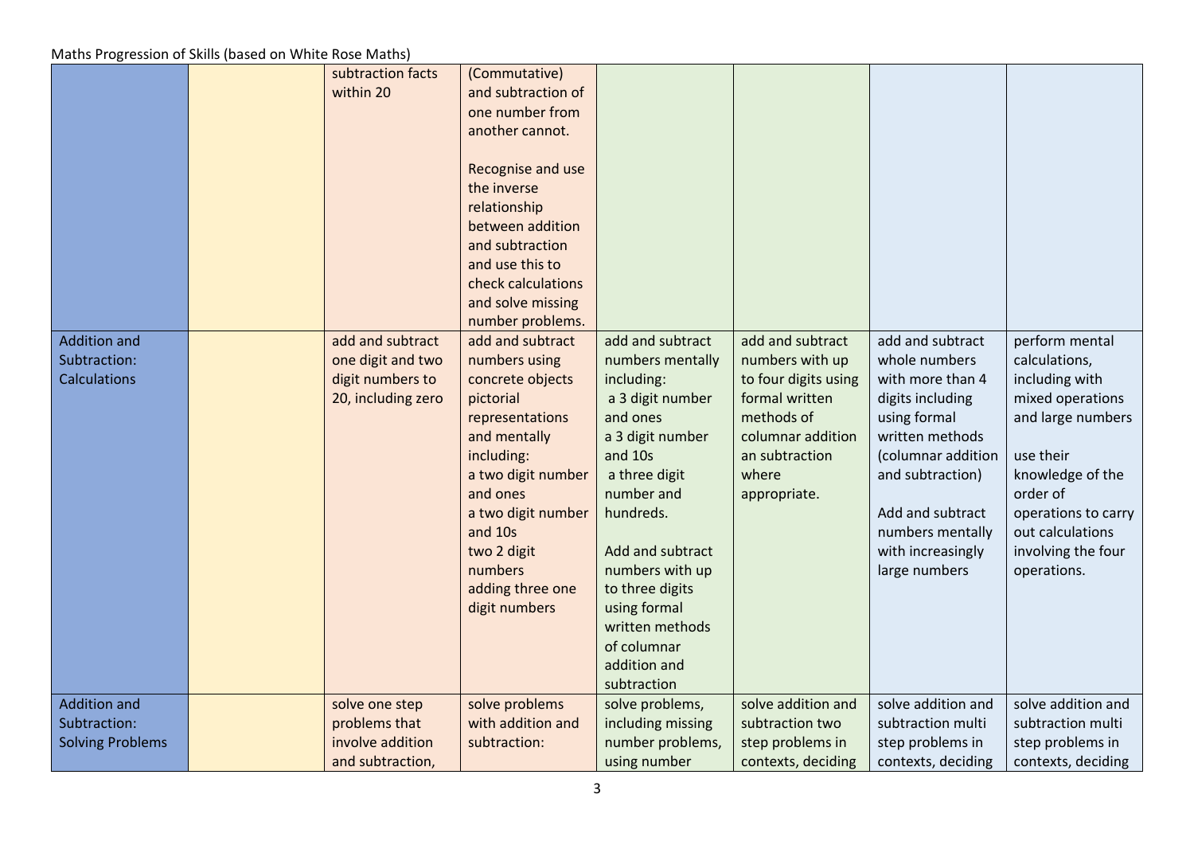| | | | | | | | |
|---|---|---|---|---|---|---|---|
| | | subtraction facts within 20 | (Commutative) and subtraction of one number from another cannot.<br><br>Recognise and use the inverse relationship between addition and subtraction and use this to check calculations and solve missing number problems. | | | | |
| Addition and Subtraction: Calculations | | add and subtract one digit and two digit numbers to 20, including zero | add and subtract numbers using concrete objects pictorial representations and mentally including:<br>a two digit number and ones<br>a two digit number and 10s<br>two 2 digit numbers<br>adding three one digit numbers | add and subtract numbers mentally including:<br>a 3 digit number and ones<br>a 3 digit number and 10s<br>a three digit number and hundreds.<br><br>Add and subtract numbers with up to three digits using formal written methods of columnar addition and subtraction | add and subtract numbers with up to four digits using formal written methods of columnar addition an subtraction where appropriate. | add and subtract whole numbers with more than 4 digits including using formal written methods (columnar addition and subtraction)<br><br>Add and subtract numbers mentally with increasingly large numbers | perform mental calculations, including with mixed operations and large numbers<br><br>use their knowledge of the order of operations to carry out calculations involving the four operations. |
| Addition and Subtraction: Solving Problems | | solve one step problems that involve addition and subtraction, | solve problems with addition and subtraction: | solve problems, including missing number problems, using number | solve addition and subtraction two step problems in contexts, deciding | solve addition and subtraction multi step problems in contexts, deciding | solve addition and subtraction multi step problems in contexts, deciding |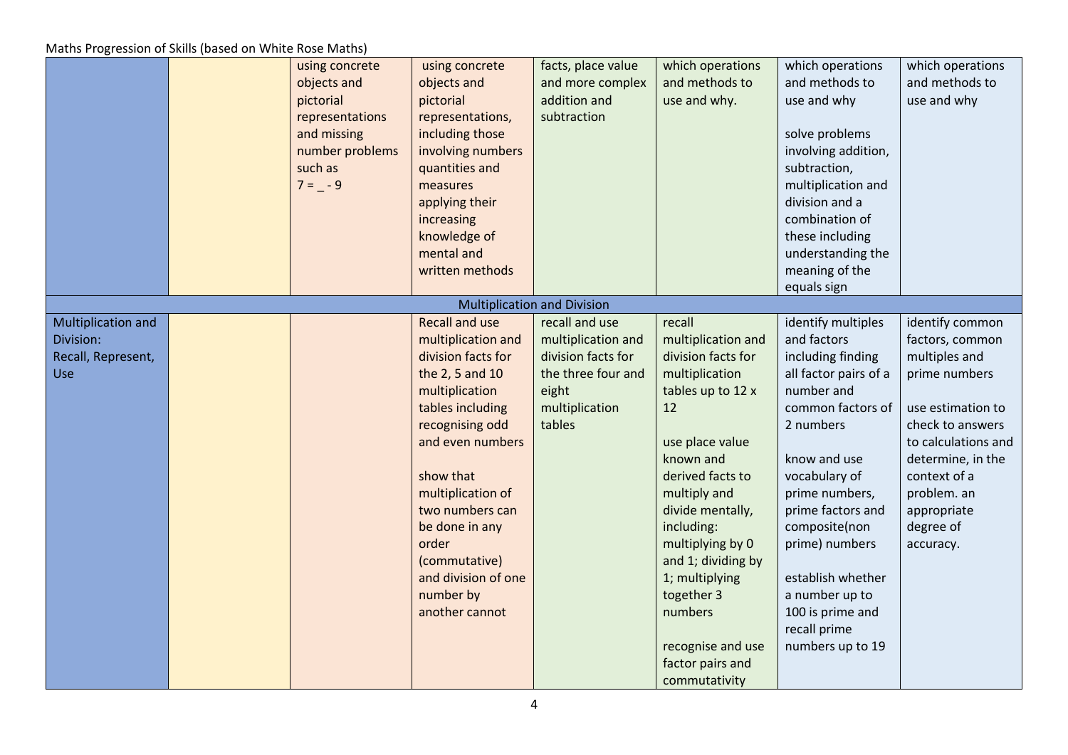Maths Progression of Skills (based on White Rose Maths)

| | | | | | | | |
|---|---|---|---|---|---|---|---|
| | | using concrete objects and pictorial representations and missing number problems such as 7 = _ - 9 | using concrete objects and pictorial representations, including those involving numbers quantities and measures applying their increasing knowledge of mental and written methods | facts, place value and more complex addition and subtraction | which operations and methods to use and why. | which operations and methods to use and why<br><br>solve problems involving addition, subtraction, multiplication and division and a combination of these including understanding the meaning of the equals sign | which operations and methods to use and why |
| Multiplication and Division | | | | | | | |
| Multiplication and Division: Recall, Represent, Use | | | Recall and use multiplication and division facts for the 2, 5 and 10 multiplication tables including recognising odd and even numbers<br><br>show that multiplication of two numbers can be done in any order (commutative) and division of one number by another cannot | recall and use multiplication and division facts for the three four and eight multiplication tables | recall multiplication and division facts for multiplication tables up to 12 x 12<br><br>use place value known and derived facts to multiply and divide mentally, including: multiplying by 0 and 1; dividing by 1; multiplying together 3 numbers<br><br>recognise and use factor pairs and commutativity | identify multiples and factors including finding all factor pairs of a number and common factors of 2 numbers<br><br>know and use vocabulary of prime numbers, prime factors and composite(non prime) numbers<br><br>establish whether a number up to 100 is prime and recall prime numbers up to 19 | identify common factors, common multiples and prime numbers<br><br>use estimation to check to answers to calculations and determine, in the context of a problem. an appropriate degree of accuracy. |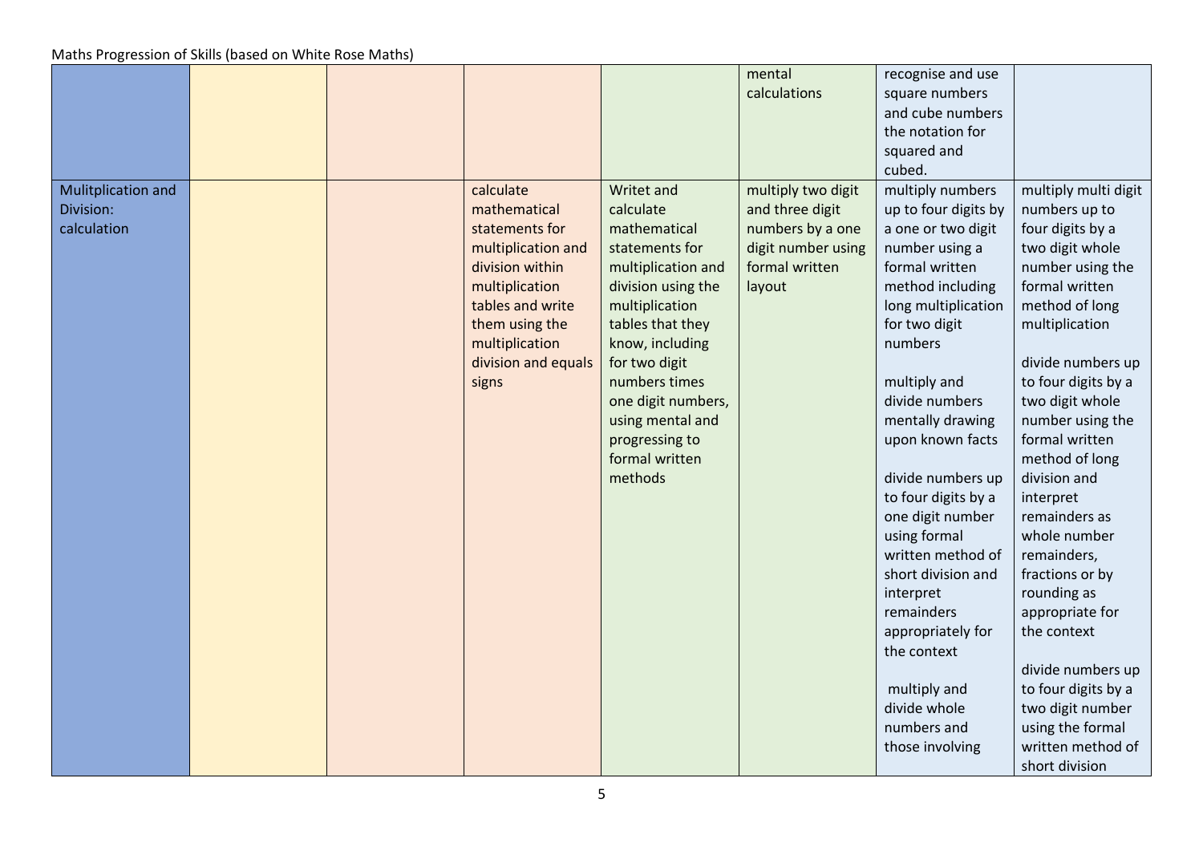Maths Progression of Skills (based on White Rose Maths)

| | | | | | | | |
|---|---|---|---|---|---|---|---|
| | | | | | mental calculations | recognise and use square numbers and cube numbers the notation for squared and cubed. | |
| Mulitplication and Division: calculation | | | calculate mathematical statements for multiplication and division within multiplication tables and write them using the multiplication division and equals signs | Writet and calculate mathematical statements for multiplication and division using the multiplication tables that they know, including for two digit numbers times one digit numbers, using mental and progressing to formal written methods | multiply two digit and three digit numbers by a one digit number using formal written layout | multiply numbers up to four digits by a one or two digit number using a formal written method including long multiplication for two digit numbers<br><br>multiply and divide numbers mentally drawing upon known facts<br><br>divide numbers up to four digits by a one digit number using formal written method of short division and interpret remainders appropriately for the context<br><br>multiply and divide whole numbers and those involving | multiply multi digit numbers up to four digits by a two digit whole number using the formal written method of long multiplication<br><br>divide numbers up to four digits by a two digit whole number using the formal written method of long division and interpret remainders as whole number remainders, fractions or by rounding as appropriate for the context<br><br>divide numbers up to four digits by a two digit number using the formal written method of short division |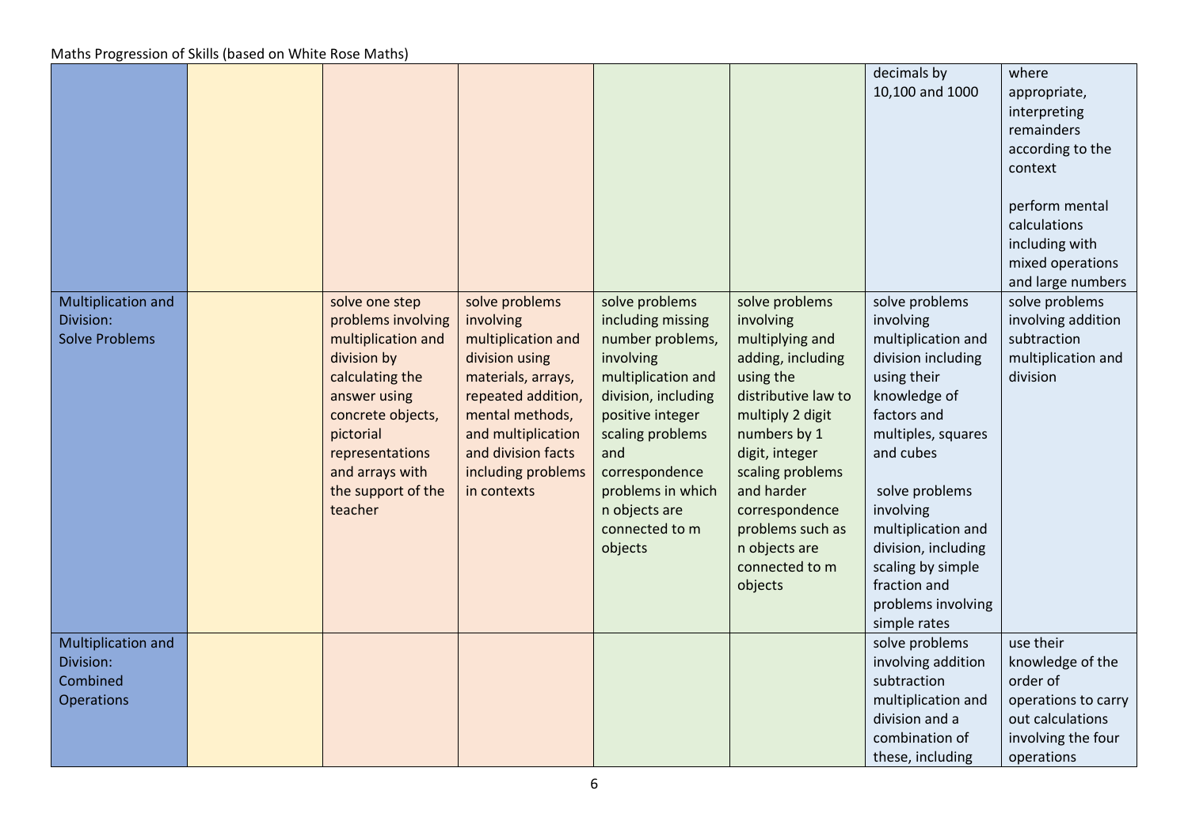Maths Progression of Skills (based on White Rose Maths)

| | | | | | | | |
|---|---|---|---|---|---|---|---|
| | | | | | | decimals by 10,100 and 1000 | where appropriate, interpreting remainders according to the context<br><br>perform mental calculations including with mixed operations and large numbers |
| Multiplication and Division: Solve Problems | | solve one step problems involving multiplication and division by calculating the answer using concrete objects, pictorial representations and arrays with the support of the teacher | solve problems involving multiplication and division using materials, arrays, repeated addition, mental methods, and multiplication and division facts including problems in contexts | solve problems including missing number problems, involving multiplication and division, including positive integer scaling problems and correspondence problems in which n objects are connected to m objects | solve problems involving multiplying and adding, including using the distributive law to multiply 2 digit numbers by 1 digit, integer scaling problems and harder correspondence problems such as n objects are connected to m objects | solve problems involving multiplication and division including using their knowledge of factors and multiples, squares and cubes<br><br>solve problems involving multiplication and division, including scaling by simple fraction and problems involving simple rates | solve problems involving addition subtraction multiplication and division |
| Multiplication and Division: Combined Operations | | | | | | solve problems involving addition subtraction multiplication and division and a combination of these, including | use their knowledge of the order of operations to carry out calculations involving the four operations |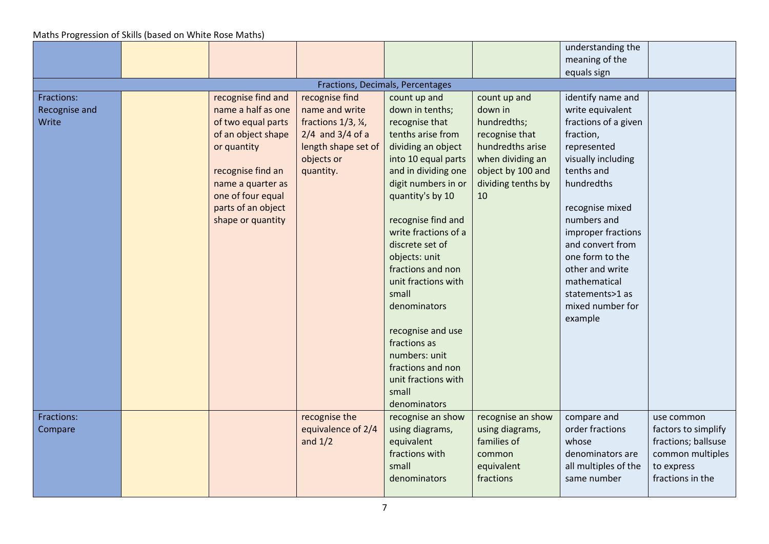Maths Progression of Skills (based on White Rose Maths)

| | | | | | | | |
|---|---|---|---|---|---|---|---|
| | | | | | | understanding the meaning of the equals sign | |
| Fractions, Decimals, Percentages | | | | | | | |
| Fractions: Recognise and Write | | recognise find and name a half as one of two equal parts of an object shape or quantity<br><br>recognise find an name a quarter as one of four equal parts of an object shape or quantity | recognise find name and write fractions 1/3, ¼, 2/4 and 3/4 of a length shape set of objects or quantity. | count up and down in tenths; recognise that tenths arise from dividing an object into 10 equal parts and in dividing one digit numbers in or quantity's by 10<br><br>recognise find and write fractions of a discrete set of objects: unit fractions and non unit fractions with small denominators<br><br>recognise and use fractions as numbers: unit fractions and non unit fractions with small denominators | count up and down in hundredths; recognise that hundredths arise when dividing an object by 100 and dividing tenths by 10 | identify name and write equivalent fractions of a given fraction, represented visually including tenths and hundredths<br><br>recognise mixed numbers and improper fractions and convert from one form to the other and write mathematical statements>1 as mixed number for example | |
| Fractions: Compare | | | recognise the equivalence of 2/4 and 1/2 | recognise an show using diagrams, equivalent fractions with small denominators | recognise an show using diagrams, families of common equivalent fractions | compare and order fractions whose denominators are all multiples of the same number | use common factors to simplify fractions; ballsuse common multiples to express fractions in the |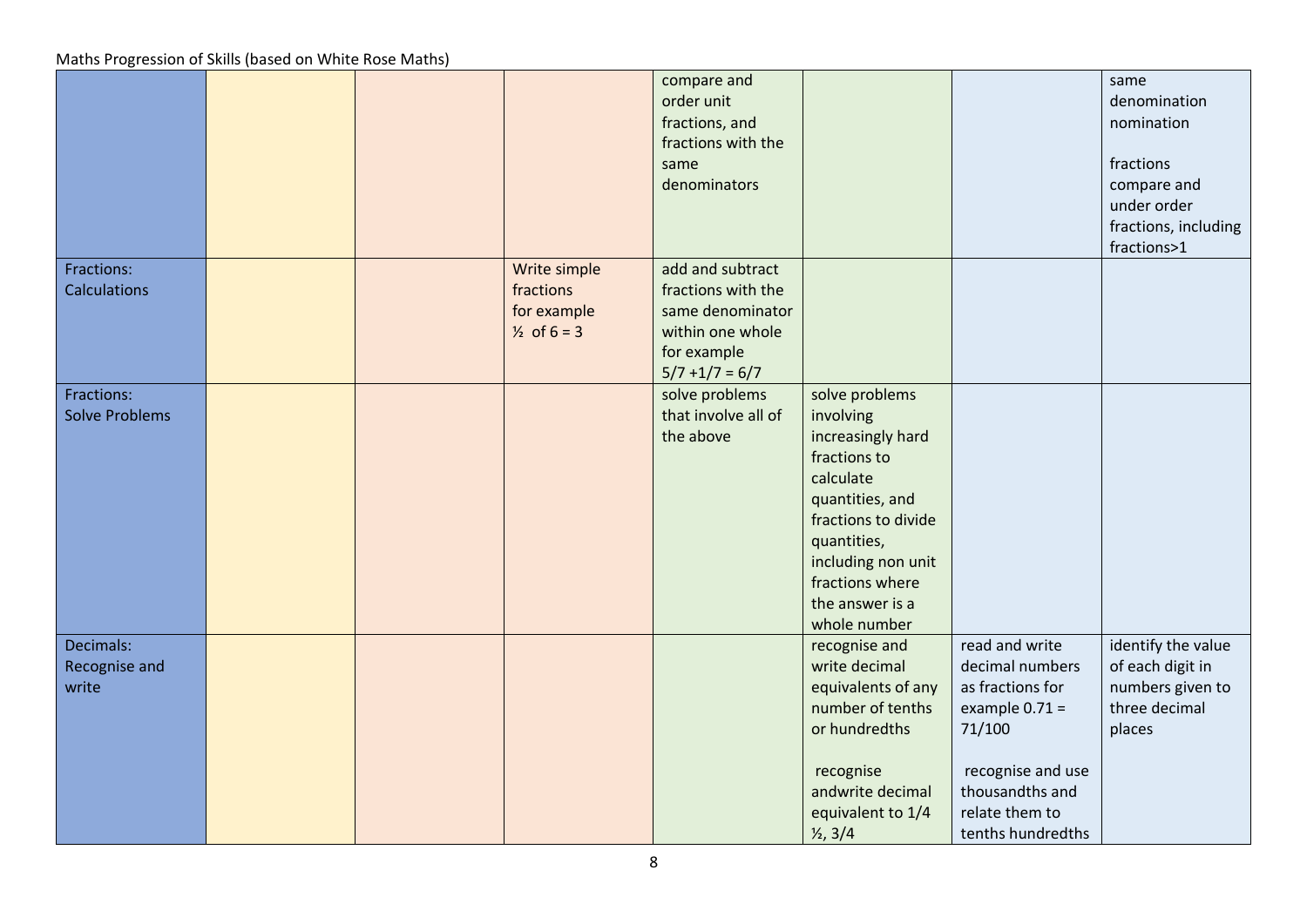Maths Progression of Skills (based on White Rose Maths)

| | | | | | | | |
|---|---|---|---|---|---|---|---|
| | | | | compare and order unit fractions, and fractions with the same denominators | | | same denomination nomination<br><br>fractions compare and under order fractions, including fractions>1 |
| Fractions: Calculations | | | Write simple fractions for example ½ of 6 = 3 | add and subtract fractions with the same denominator within one whole for example 5/7 +1/7 = 6/7 | | | |
| Fractions: Solve Problems | | | | solve problems that involve all of the above | solve problems involving increasingly hard fractions to calculate quantities, and fractions to divide quantities, including non unit fractions where the answer is a whole number | | |
| Decimals: Recognise and write | | | | | recognise and write decimal equivalents of any number of tenths or hundredths<br><br>recognise andwrite decimal equivalent to 1/4 ½, 3/4 | read and write decimal numbers as fractions for example 0.71 = 71/100<br><br>recognise and use thousandths and relate them to tenths hundredths | identify the value of each digit in numbers given to three decimal places |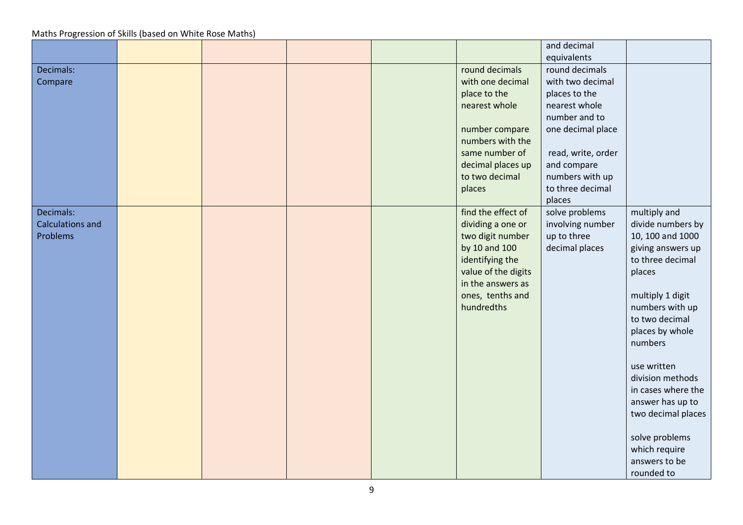Maths Progression of Skills (based on White Rose Maths)

| | | | | | | | |
|---|---|---|---|---|---|---|---|
| | | | | | | and decimal equivalents | |
| Decimals: Compare | | | | | round decimals with one decimal place to the nearest whole<br><br>number compare numbers with the same number of decimal places up to two decimal places | round decimals with two decimal places to the nearest whole number and to one decimal place<br><br>read, write, order and compare numbers with up to three decimal places | |
| Decimals: Calculations and Problems | | | | | find the effect of dividing a one or two digit number by 10 and 100 identifying the value of the digits in the answers as ones, tenths and hundredths | solve problems involving number up to three decimal places | multiply and divide numbers by 10, 100 and 1000 giving answers up to three decimal places<br><br>multiply 1 digit numbers with up to two decimal places by whole numbers<br><br>use written division methods in cases where the answer has up to two decimal places<br><br>solve problems which require answers to be rounded to |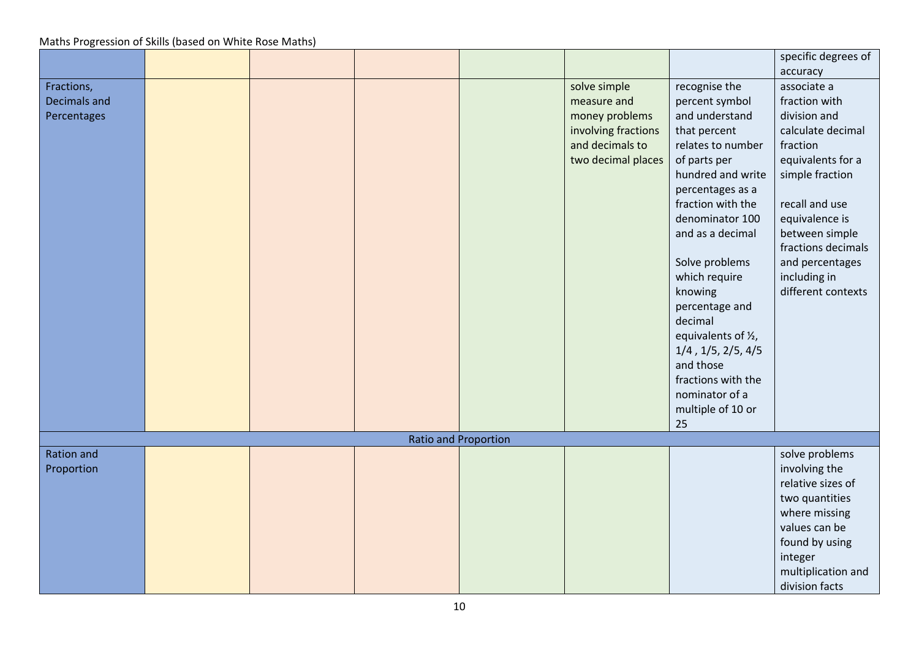Maths Progression of Skills (based on White Rose Maths)

| | | | | | | | |
|---|---|---|---|---|---|---|---|
| | | | | | | | specific degrees of accuracy |
| Fractions, Decimals and Percentages | | | | | solve simple measure and money problems involving fractions and decimals to two decimal places | recognise the percent symbol and understand that percent relates to number of parts per hundred and write percentages as a fraction with the denominator 100 and as a decimal<br><br>Solve problems which require knowing percentage and decimal equivalents of ½, 1/4 , 1/5, 2/5, 4/5 and those fractions with the nominator of a multiple of 10 or 25 | associate a fraction with division and calculate decimal fraction equivalents for a simple fraction<br><br>recall and use equivalence is between simple fractions decimals and percentages including in different contexts |
| Ratio and Proportion | | | | | | | |
| Ration and Proportion | | | | | | | solve problems involving the relative sizes of two quantities where missing values can be found by using integer multiplication and division facts |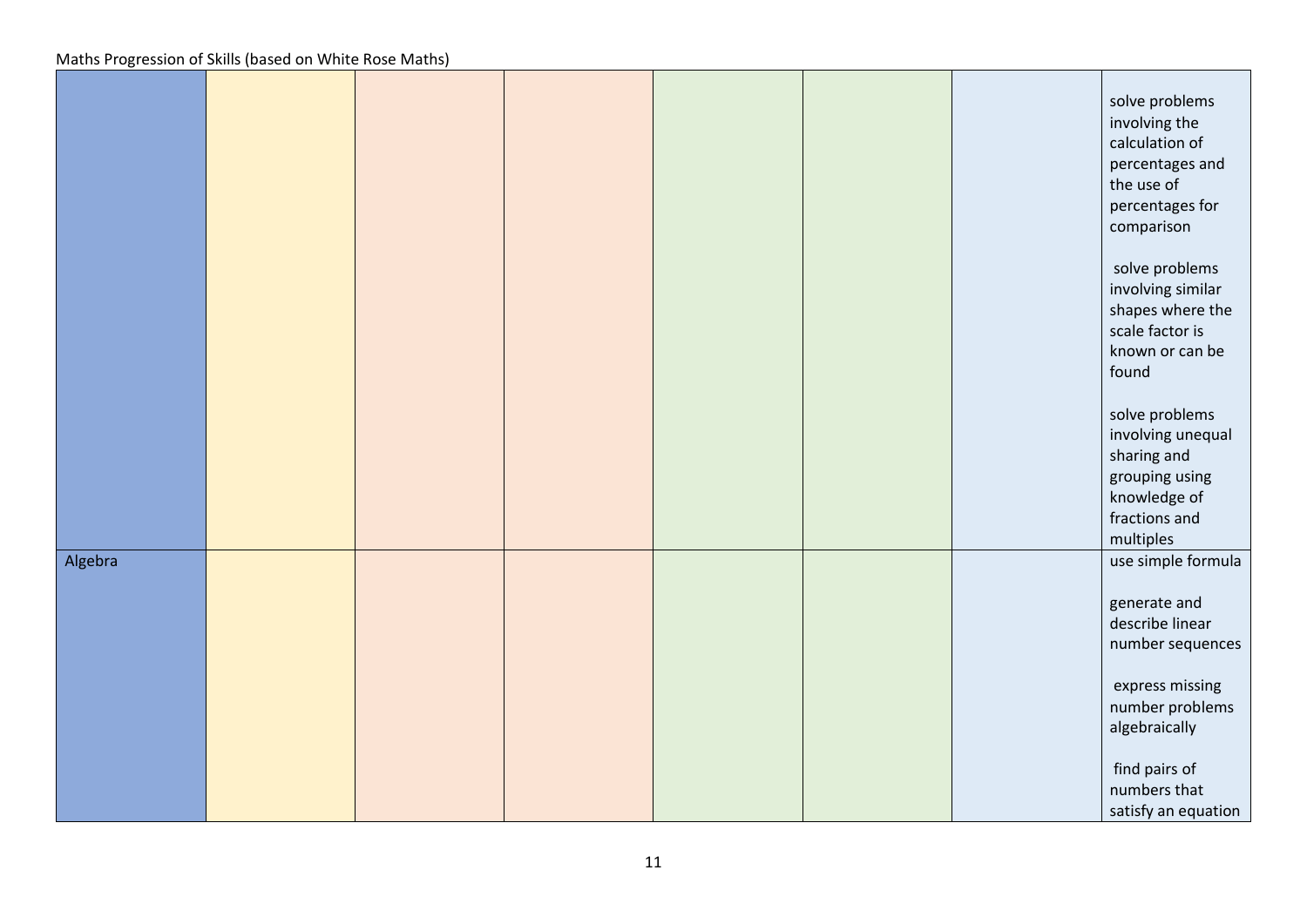Maths Progression of Skills (based on White Rose Maths)

| | | | | | | | |
|---|---|---|---|---|---|---|---|
| | | | | | | | solve problems involving the calculation of percentages and the use of percentages for comparison<br><br>solve problems involving similar shapes where the scale factor is known or can be found<br><br>solve problems involving unequal sharing and grouping using knowledge of fractions and multiples |
| Algebra | | | | | | | use simple formula<br><br>generate and describe linear number sequences<br><br>express missing number problems algebraically<br><br>find pairs of numbers that satisfy an equation |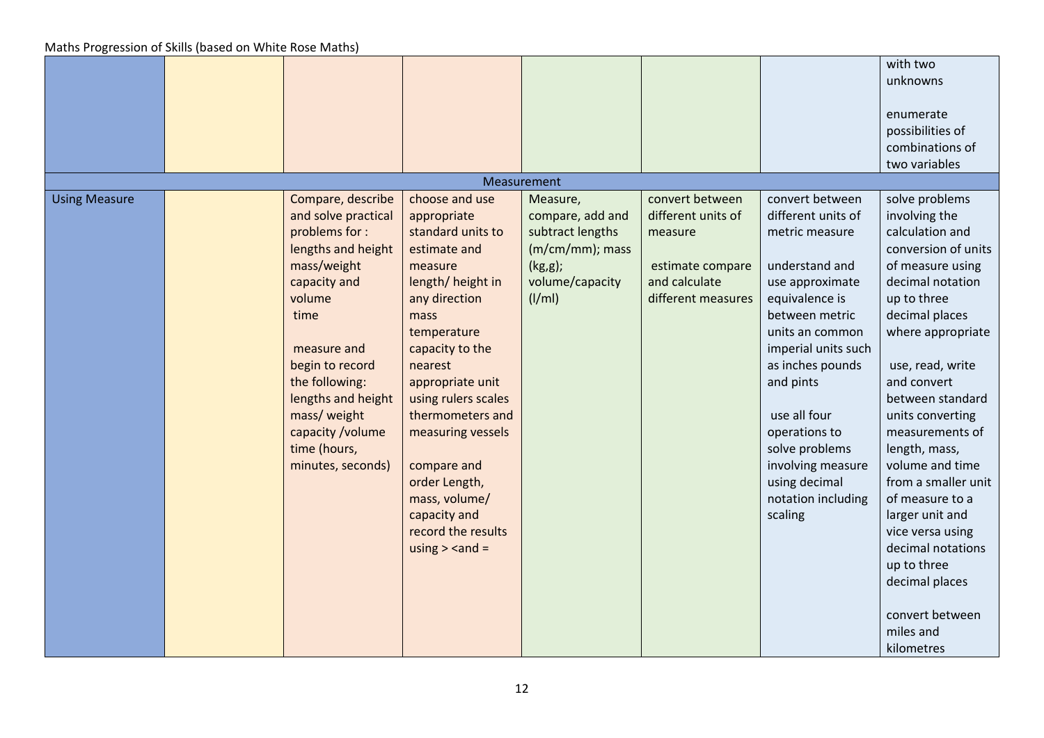Maths Progression of Skills (based on White Rose Maths)

| | | | | | | | |
|---|---|---|---|---|---|---|---|
| | | | | | | | with two unknowns<br><br>enumerate possibilities of combinations of two variables |
| Measurement | | | | | | | |
| Using Measure | | Compare, describe and solve practical problems for :<br>lengths and height<br>mass/weight<br>capacity and volume<br>time<br><br>measure and begin to record the following:<br>lengths and height<br>mass/ weight<br>capacity /volume<br>time (hours, minutes, seconds) | choose and use appropriate standard units to estimate and measure<br>length/ height in any direction<br>mass<br>temperature<br>capacity to the nearest appropriate unit using rulers scales thermometers and measuring vessels<br><br>compare and order Length, mass, volume/ capacity and record the results using > <and = | Measure, compare, add and subtract lengths (m/cm/mm); mass (kg,g); volume/capacity (l/ml) | convert between different units of measure<br><br>estimate compare and calculate different measures | convert between different units of metric measure<br><br>understand and use approximate equivalence is between metric units an common imperial units such as inches pounds and pints<br><br>use all four operations to solve problems involving measure using decimal notation including scaling | solve problems involving the calculation and conversion of units of measure using decimal notation up to three decimal places where appropriate<br><br>use, read, write and convert between standard units converting measurements of length, mass, volume and time from a smaller unit of measure to a larger unit and vice versa using decimal notations up to three decimal places<br><br>convert between miles and kilometres |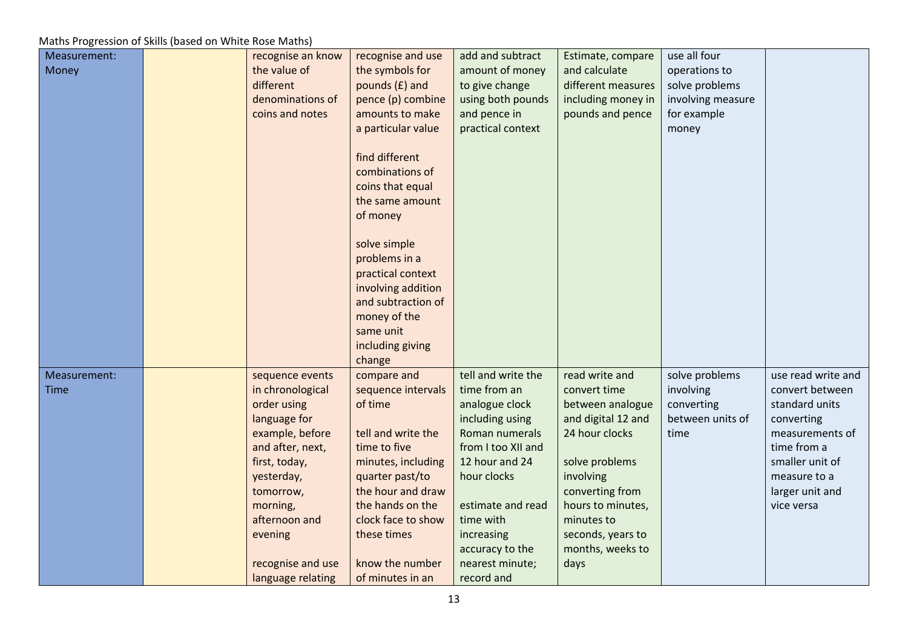Maths Progression of Skills (based on White Rose Maths)

| | | | | | | | |
|---|---|---|---|---|---|---|---|
| Measurement: Money | | recognise an know the value of different denominations of coins and notes | recognise and use the symbols for pounds (£) and pence (p) combine amounts to make a particular value<br><br>find different combinations of coins that equal the same amount of money<br><br>solve simple problems in a practical context involving addition and subtraction of money of the same unit including giving change | add and subtract amount of money to give change using both pounds and pence in practical context | Estimate, compare and calculate different measures including money in pounds and pence | use all four operations to solve problems involving measure for example money | |
| Measurement: Time | | sequence events in chronological order using language for example, before and after, next, first, today, yesterday, tomorrow, morning, afternoon and evening<br><br>recognise and use language relating | compare and sequence intervals of time<br><br>tell and write the time to five minutes, including quarter past/to the hour and draw the hands on the clock face to show these times<br><br>know the number of minutes in an | tell and write the time from an analogue clock including using Roman numerals from I too XII and 12 hour and 24 hour clocks<br><br>estimate and read time with increasing accuracy to the nearest minute; record and | read write and convert time between analogue and digital 12 and 24 hour clocks<br><br>solve problems involving converting from hours to minutes, minutes to seconds, years to months, weeks to days | solve problems involving converting between units of time | use read write and convert between standard units converting measurements of time from a smaller unit of measure to a larger unit and vice versa |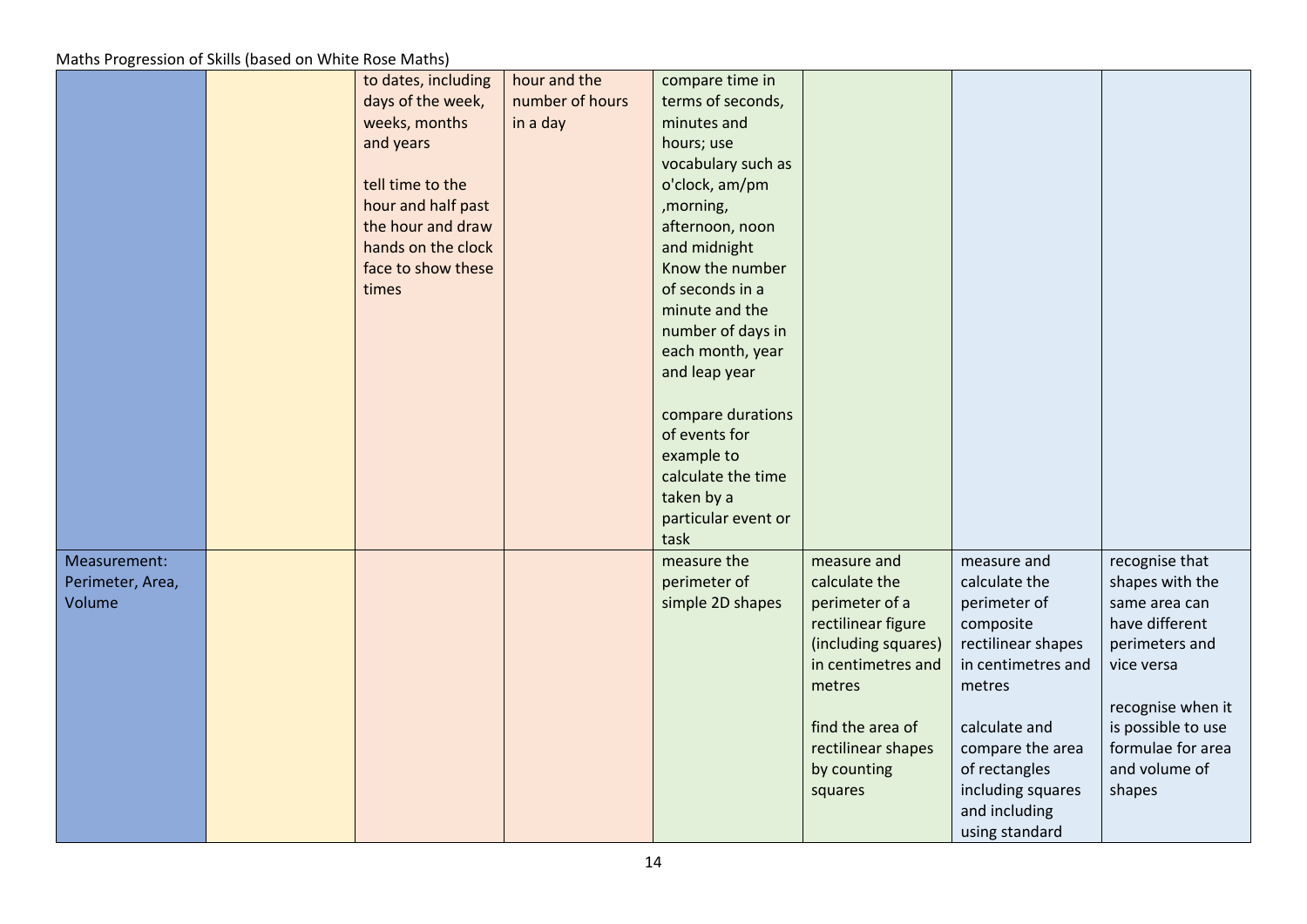Maths Progression of Skills (based on White Rose Maths)

| | | | | | | | |
|---|---|---|---|---|---|---|---|
| | | to dates, including days of the week, weeks, months and years<br><br>tell time to the hour and half past the hour and draw hands on the clock face to show these times | hour and the number of hours in a day | compare time in terms of seconds, minutes and hours; use vocabulary such as o'clock, am/pm ,morning, afternoon, noon and midnight Know the number of seconds in a minute and the number of days in each month, year and leap year<br><br>compare durations of events for example to calculate the time taken by a particular event or task | | | |
| Measurement: Perimeter, Area, Volume | | | | measure the perimeter of simple 2D shapes | measure and calculate the perimeter of a rectilinear figure (including squares) in centimetres and metres<br><br>find the area of rectilinear shapes by counting squares | measure and calculate the perimeter of composite rectilinear shapes in centimetres and metres<br><br>calculate and compare the area of rectangles including squares and including using standard | recognise that shapes with the same area can have different perimeters and vice versa<br><br>recognise when it is possible to use formulae for area and volume of shapes |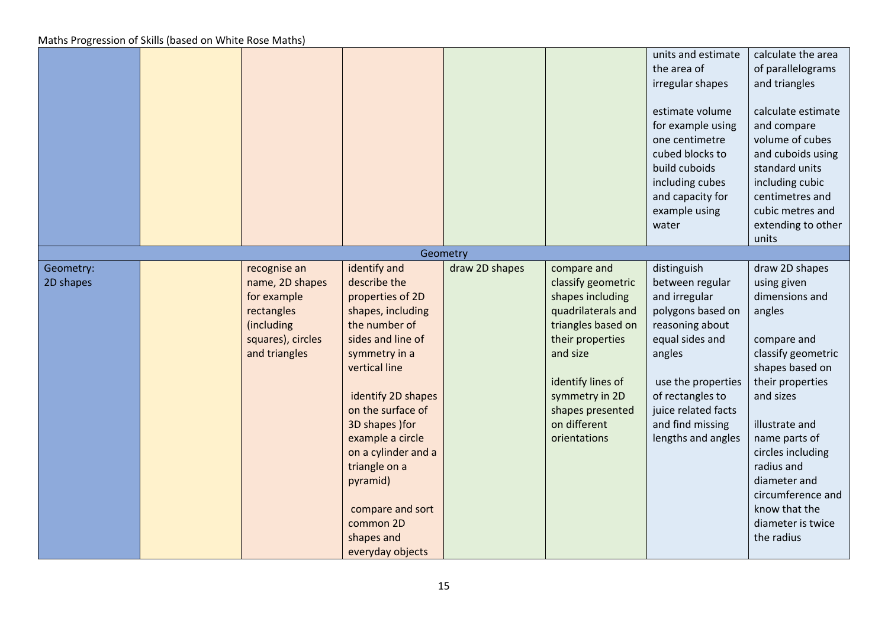Maths Progression of Skills (based on White Rose Maths)

| | | | | | | | |
|---|---|---|---|---|---|---|---|
| | | | | | | units and estimate the area of irregular shapes<br><br>estimate volume for example using one centimetre cubed blocks to build cuboids including cubes and capacity for example using water | calculate the area of parallelograms and triangles<br><br>calculate estimate and compare volume of cubes and cuboids using standard units including cubic centimetres and cubic metres and extending to other units |
| Geometry | | | | | | | |
| Geometry: 2D shapes | | recognise an name, 2D shapes for example rectangles (including squares), circles and triangles | identify and describe the properties of 2D shapes, including the number of sides and line of symmetry in a vertical line<br><br>identify 2D shapes on the surface of 3D shapes )for example a circle on a cylinder and a triangle on a pyramid)<br><br>compare and sort common 2D shapes and everyday objects | draw 2D shapes | compare and classify geometric shapes including quadrilaterals and triangles based on their properties and size<br><br>identify lines of symmetry in 2D shapes presented on different orientations | distinguish between regular and irregular polygons based on reasoning about equal sides and angles<br><br>use the properties of rectangles to juice related facts and find missing lengths and angles | draw 2D shapes using given dimensions and angles<br><br>compare and classify geometric shapes based on their properties and sizes<br><br>illustrate and name parts of circles including radius and diameter and circumference and know that the diameter is twice the radius |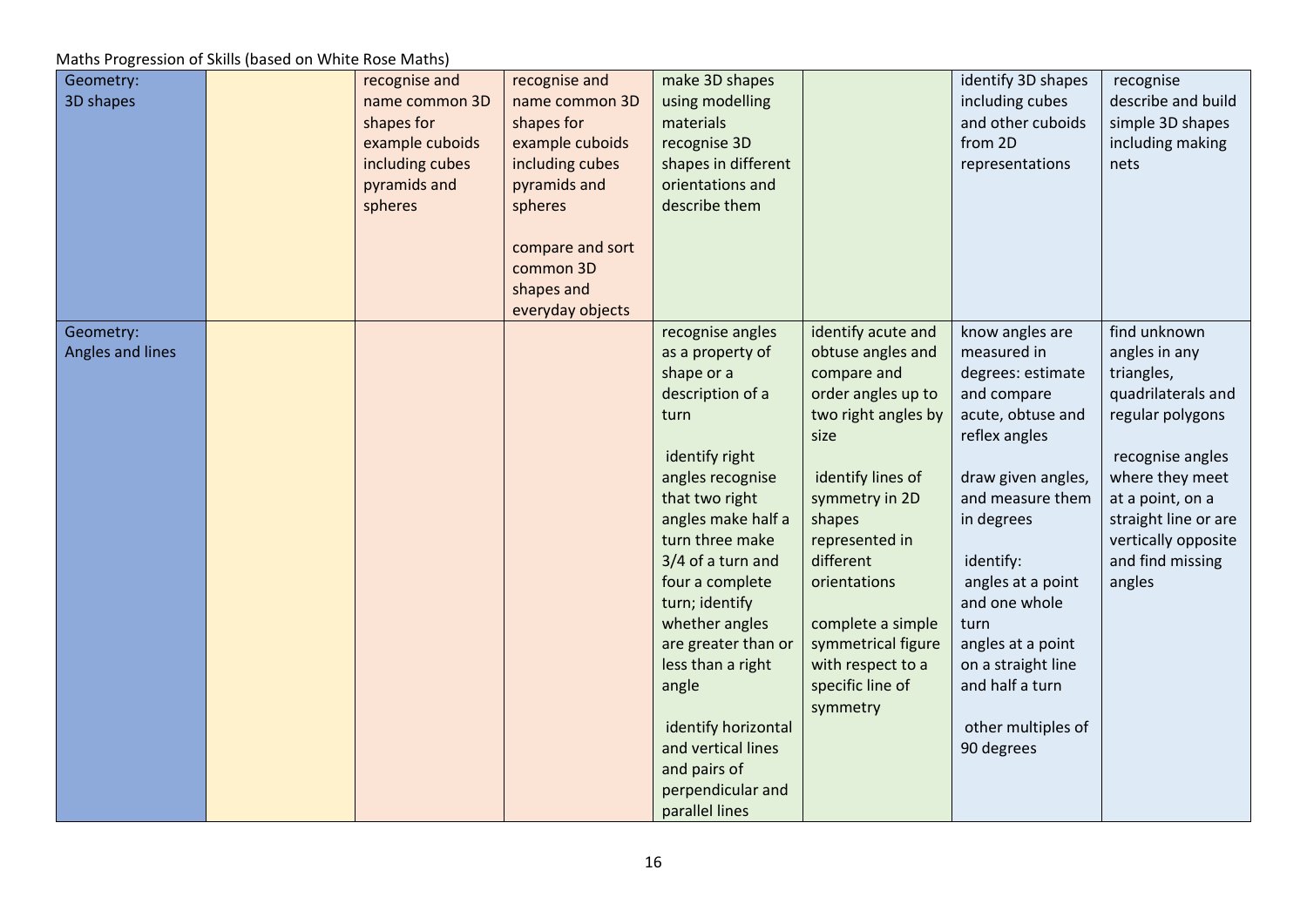Maths Progression of Skills (based on White Rose Maths)

| | | | | | | | |
|---|---|---|---|---|---|---|---|
| Geometry: 3D shapes | | recognise and name common 3D shapes for example cuboids including cubes pyramids and spheres | recognise and name common 3D shapes for example cuboids including cubes pyramids and spheres<br><br>compare and sort common 3D shapes and everyday objects | make 3D shapes using modelling materials recognise 3D shapes in different orientations and describe them | | identify 3D shapes including cubes and other cuboids from 2D representations | recognise describe and build simple 3D shapes including making nets |
| Geometry: Angles and lines | | | | recognise angles as a property of shape or a description of a turn<br><br>identify right angles recognise that two right angles make half a turn three make 3/4 of a turn and four a complete turn; identify whether angles are greater than or less than a right angle<br><br>identify horizontal and vertical lines and pairs of perpendicular and parallel lines | identify acute and obtuse angles and compare and order angles up to two right angles by size<br><br>identify lines of symmetry in 2D shapes represented in different orientations<br><br>complete a simple symmetrical figure with respect to a specific line of symmetry | know angles are measured in degrees: estimate and compare acute, obtuse and reflex angles<br><br>draw given angles, and measure them in degrees<br><br>identify:<br>angles at a point and one whole turn<br>angles at a point on a straight line and half a turn<br><br>other multiples of 90 degrees | find unknown angles in any triangles, quadrilaterals and regular polygons<br><br>recognise angles where they meet at a point, on a straight line or are vertically opposite and find missing angles |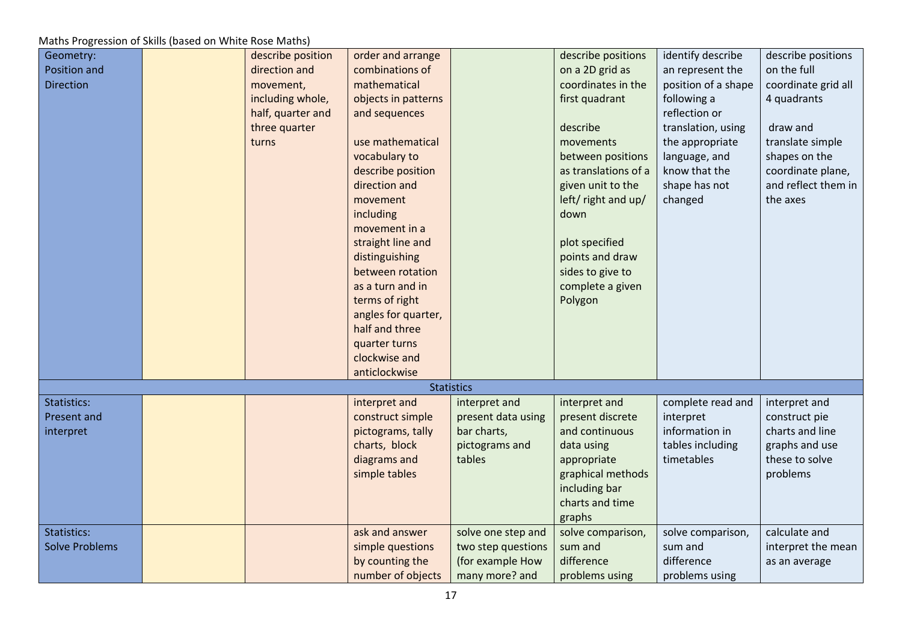Maths Progression of Skills (based on White Rose Maths)

| | | | | | | | |
|---|---|---|---|---|---|---|---|
| Geometry: Position and Direction | | describe position direction and movement, including whole, half, quarter and three quarter turns | order and arrange combinations of mathematical objects in patterns and sequences<br><br>use mathematical vocabulary to describe position direction and movement including movement in a straight line and distinguishing between rotation as a turn and in terms of right angles for quarter, half and three quarter turns clockwise and anticlockwise | | describe positions on a 2D grid as coordinates in the first quadrant<br><br>describe movements between positions as translations of a given unit to the left/ right and up/ down<br><br>plot specified points and draw sides to give to complete a given Polygon | identify describe an represent the position of a shape following a reflection or translation, using the appropriate language, and know that the shape has not changed | describe positions on the full coordinate grid all 4 quadrants<br><br>draw and translate simple shapes on the coordinate plane, and reflect them in the axes |
| Statistics | | | | | | | |
| Statistics: Present and interpret | | | interpret and construct simple pictograms, tally charts, block diagrams and simple tables | interpret and present data using bar charts, pictograms and tables | interpret and present discrete and continuous data using appropriate graphical methods including bar charts and time graphs | complete read and interpret information in tables including timetables | interpret and construct pie charts and line graphs and use these to solve problems |
| Statistics: Solve Problems | | | ask and answer simple questions by counting the number of objects | solve one step and two step questions (for example How many more? and | solve comparison, sum and difference problems using | solve comparison, sum and difference problems using | calculate and interpret the mean as an average |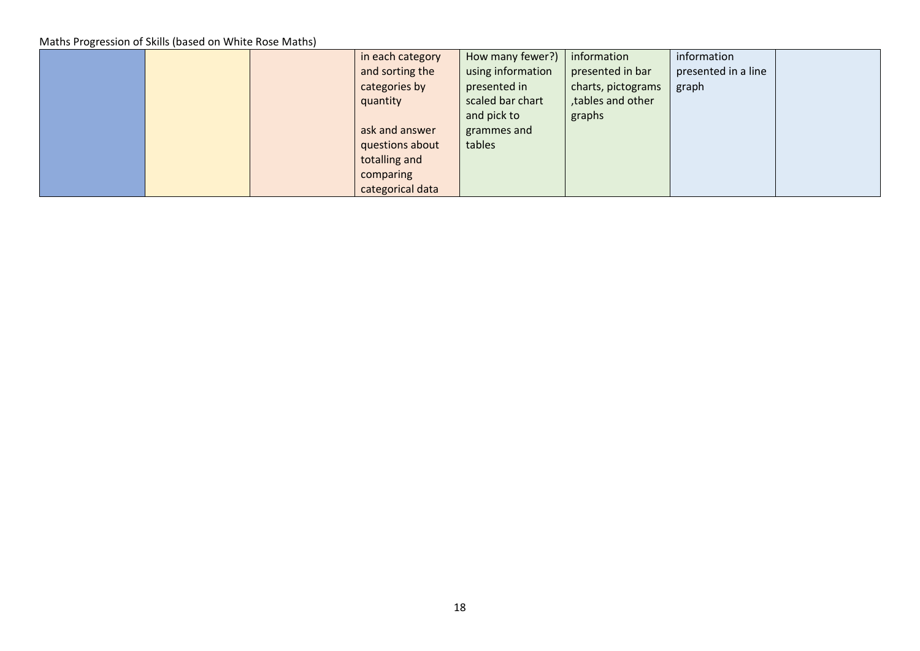Maths Progression of Skills (based on White Rose Maths)

| | | | | | | | |
|---|---|---|---|---|---|---|---|
| | | | in each category and sorting the categories by quantity<br><br>ask and answer questions about totalling and comparing categorical data | How many fewer?) using information presented in scaled bar chart and pick to grammes and tables | information presented in bar charts, pictograms ,tables and other graphs | information presented in a line graph | |